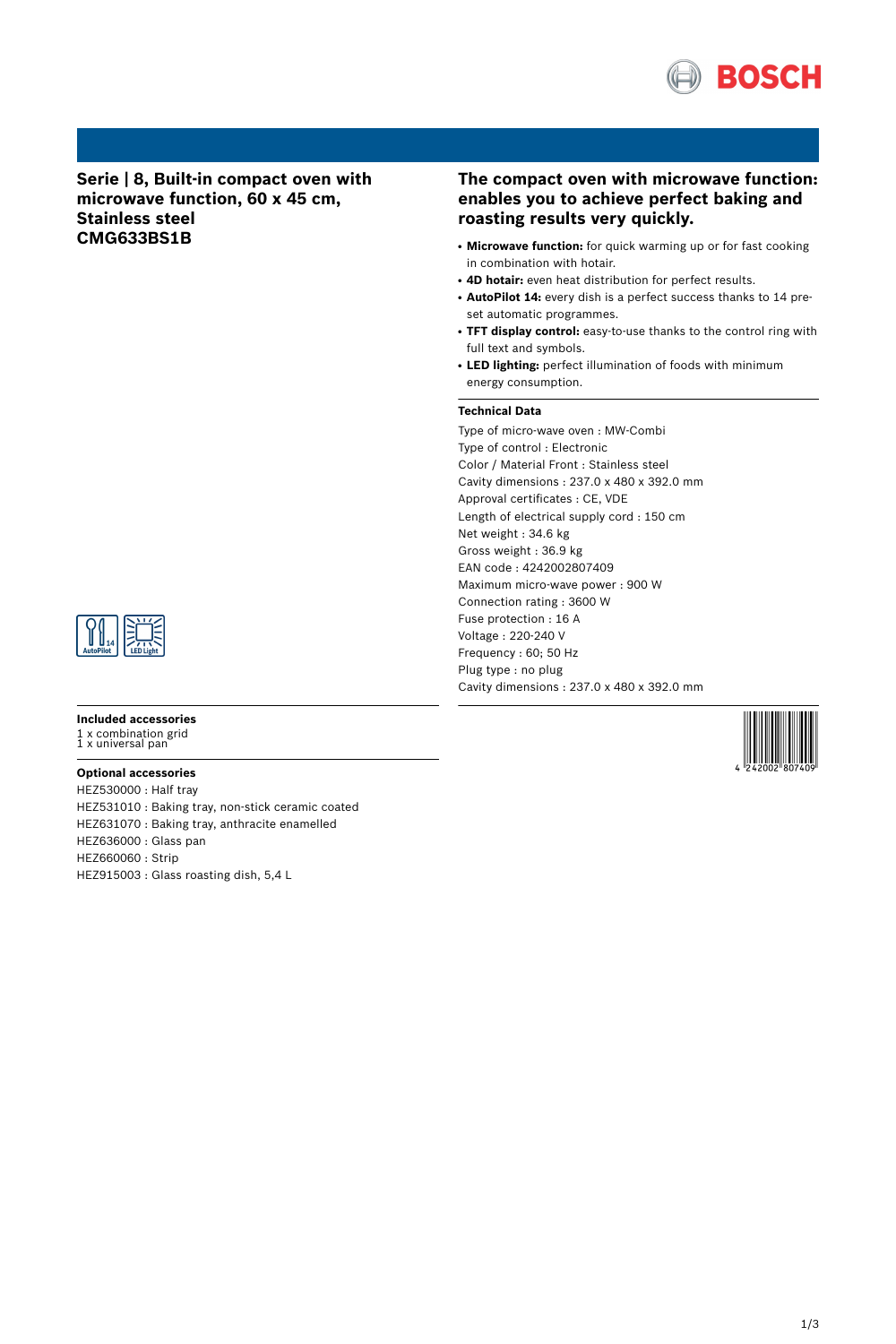# Serie | 8, Built-in compact oven with microwave function, 60 x 45 cm, Stainless steel
# CMG633BS1B

## The compact oven with microwave function: enables you to achieve perfect baking and roasting results very quickly.

- **Microwave function:** for quick warming up or for fast cooking in combination with hotair.
- **4D hotair:** even heat distribution for perfect results.
- **AutoPilot 14:** every dish is a perfect success thanks to 14 pre-set automatic programmes.
- **TFT display control:** easy-to-use thanks to the control ring with full text and symbols.
- **LED lighting:** perfect illumination of foods with minimum energy consumption.

### Technical Data

Type of micro-wave oven : MW-Combi
Type of control : Electronic
Color / Material Front : Stainless steel
Cavity dimensions : 237.0 x 480 x 392.0 mm
Approval certificates : CE, VDE
Length of electrical supply cord : 150 cm
Net weight : 34.6 kg
Gross weight : 36.9 kg
EAN code : 4242002807409
Maximum micro-wave power : 900 W
Connection rating : 3600 W
Fuse protection : 16 A
Voltage : 220-240 V
Frequency : 60; 50 Hz
Plug type : no plug
Cavity dimensions : 237.0 x 480 x 392.0 mm

### Included accessories

1 x combination grid
1 x universal pan

### Optional accessories

HEZ530000 : Half tray
HEZ531010 : Baking tray, non-stick ceramic coated
HEZ631070 : Baking tray, anthracite enamelled
HEZ636000 : Glass pan
HEZ660060 : Strip
HEZ915003 : Glass roasting dish, 5,4 L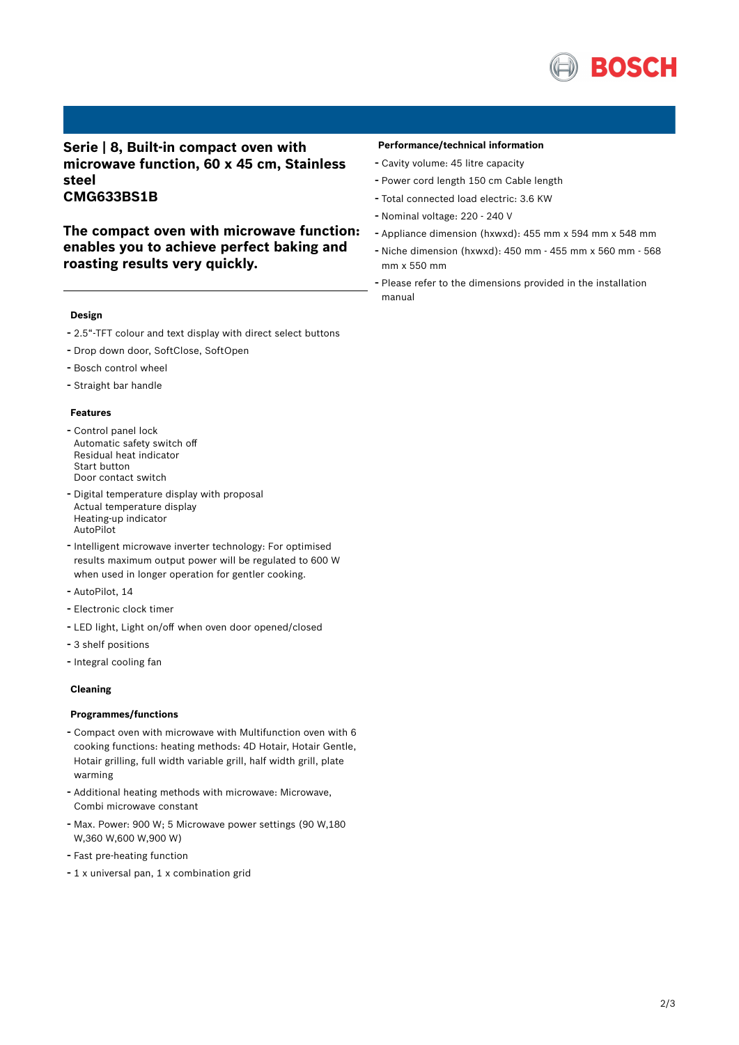## Serie | 8, Built-in compact oven with microwave function, 60 x 45 cm, Stainless steel CMG633BS1B

## The compact oven with microwave function: enables you to achieve perfect baking and roasting results very quickly.

### Design

- 2.5"-TFT colour and text display with direct select buttons
- Drop down door, SoftClose, SoftOpen
- Bosch control wheel
- Straight bar handle

### Features

- Control panel lock  
  Automatic safety switch off  
  Residual heat indicator  
  Start button  
  Door contact switch
- Digital temperature display with proposal  
  Actual temperature display  
  Heating-up indicator  
  AutoPilot
- Intelligent microwave inverter technology: For optimised results maximum output power will be regulated to 600 W when used in longer operation for gentler cooking.
- AutoPilot, 14
- Electronic clock timer
- LED light, Light on/off when oven door opened/closed
- 3 shelf positions
- Integral cooling fan

### Cleaning

### Programmes/functions

- Compact oven with microwave with Multifunction oven with 6 cooking functions: heating methods: 4D Hotair, Hotair Gentle, Hotair grilling, full width variable grill, half width grill, plate warming
- Additional heating methods with microwave: Microwave, Combi microwave constant
- Max. Power: 900 W; 5 Microwave power settings (90 W,180 W,360 W,600 W,900 W)
- Fast pre-heating function
- 1 x universal pan, 1 x combination grid

### Performance/technical information

- Cavity volume: 45 litre capacity
- Power cord length 150 cm Cable length
- Total connected load electric: 3.6 KW
- Nominal voltage: 220 - 240 V
- Appliance dimension (hxwxd): 455 mm x 594 mm x 548 mm
- Niche dimension (hxwxd): 450 mm - 455 mm x 560 mm - 568 mm x 550 mm
- Please refer to the dimensions provided in the installation manual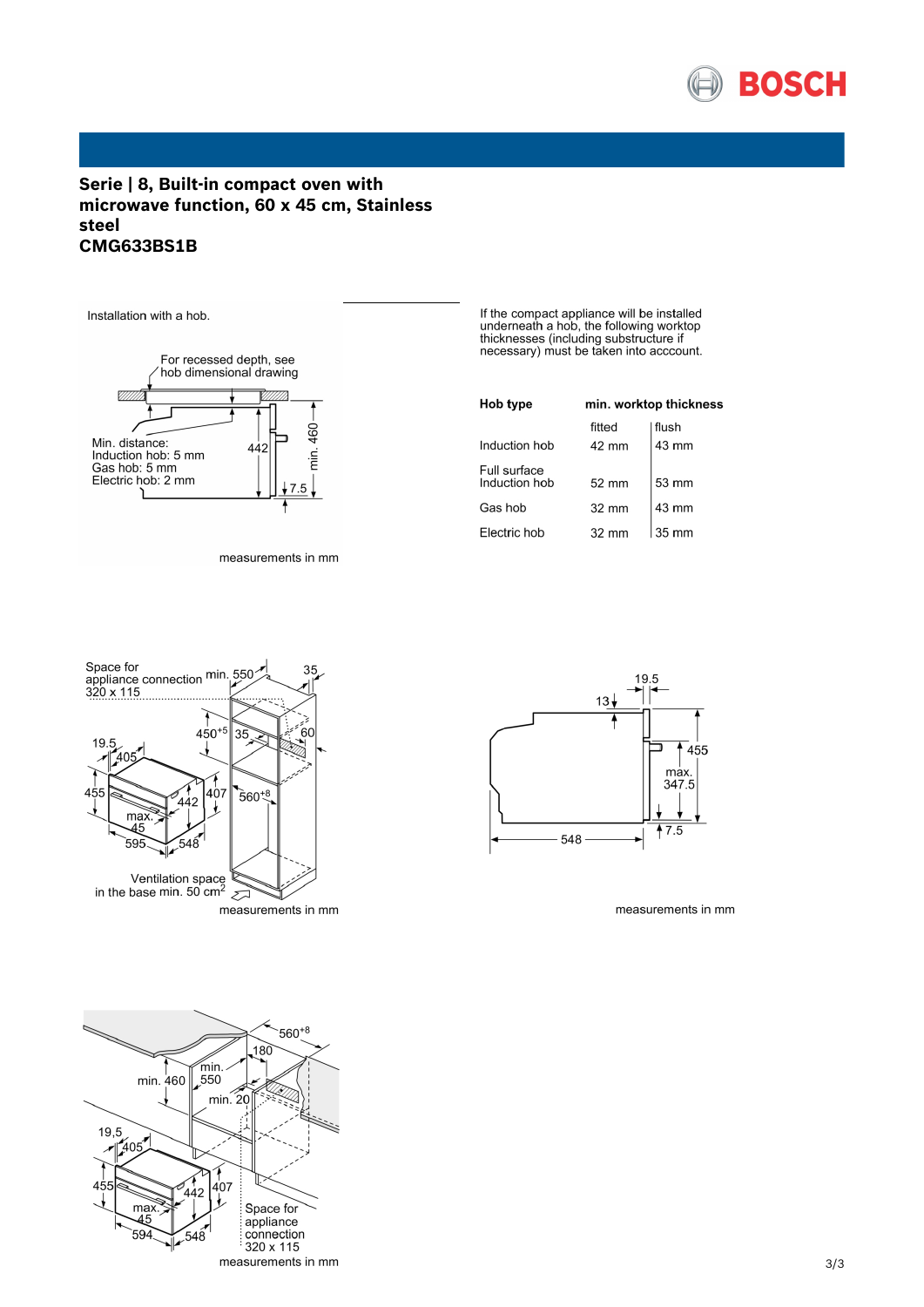**Serie | 8, Built-in compact oven with microwave function, 60 x 45 cm, Stainless steel**
**CMG633BS1B**

Installation with a hob.

For recessed depth, see hob dimensional drawing

Min. distance:
Induction hob: 5 mm
Gas hob: 5 mm
Electric hob: 2 mm

442

min. 460

7.5

measurements in mm

If the compact appliance will be installed underneath a hob, the following worktop thicknesses (including substructure if necessary) must be taken into acccount.

| Hob type | min. worktop thickness | |
|---|---|---|
| | fitted | flush |
| Induction hob | 42 mm | 43 mm |
| Full surface Induction hob | 52 mm | 53 mm |
| Gas hob | 32 mm | 43 mm |
| Electric hob | 32 mm | 35 mm |

Space for appliance connection 320 x 115

min. 550

35

450$^{+5}$

35

60

19.5

405

455

442

407

560$^{+8}$

max. 45

595

548

Ventilation space in the base min. 50 cm$^2$

measurements in mm

19.5

13

455

max. 347.5

7.5

548

measurements in mm

560$^{+8}$

180

min. 550

min. 460

min. 20

19,5

405

455

442

407

max. 45

594

548

Space for appliance connection 320 x 115

measurements in mm